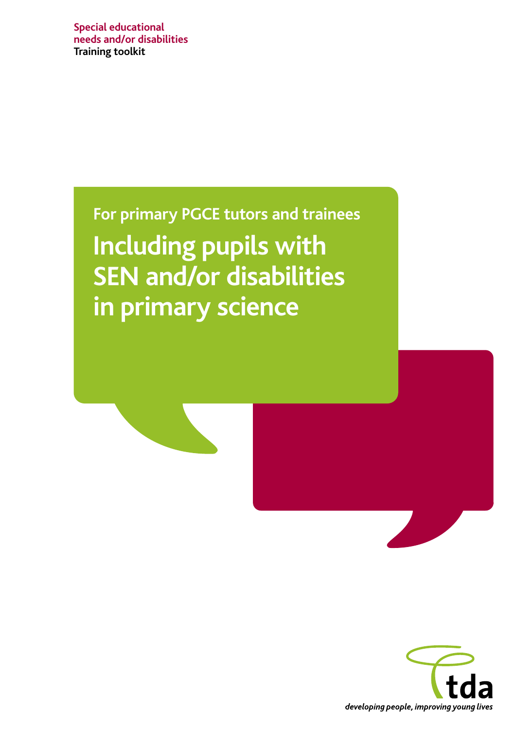**Special educational needs and/or disabilities**
**Training toolkit**

For primary PGCE tutors and trainees

# Including pupils with SEN and/or disabilities in primary science

tda

*developing people, improving young lives*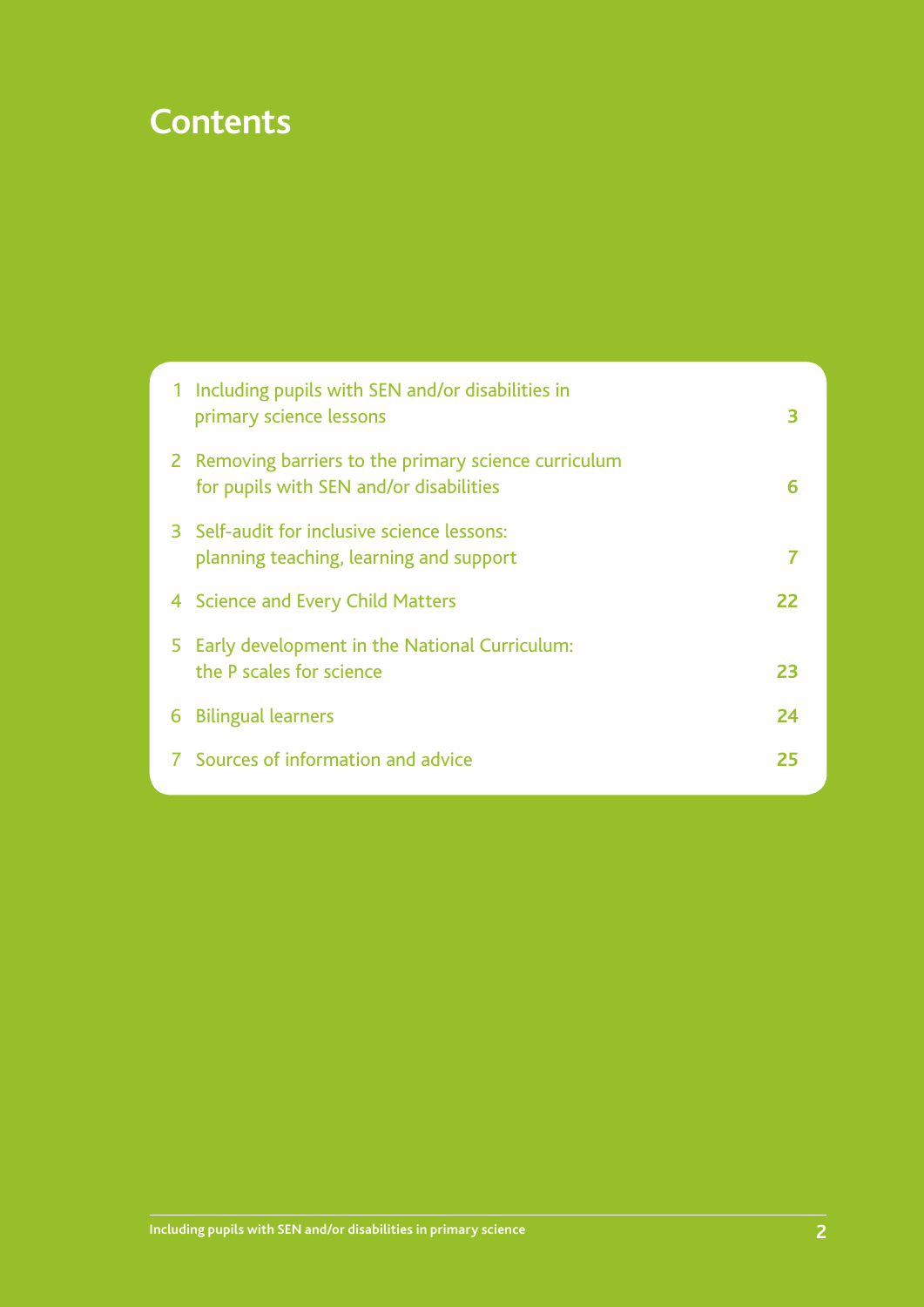# Contents

| | | |
|---|---|---|
| 1 | Including pupils with SEN and/or disabilities in primary science lessons | 3 |
| 2 | Removing barriers to the primary science curriculum for pupils with SEN and/or disabilities | 6 |
| 3 | Self-audit for inclusive science lessons: planning teaching, learning and support | 7 |
| 4 | Science and Every Child Matters | 22 |
| 5 | Early development in the National Curriculum: the P scales for science | 23 |
| 6 | Bilingual learners | 24 |
| 7 | Sources of information and advice | 25 |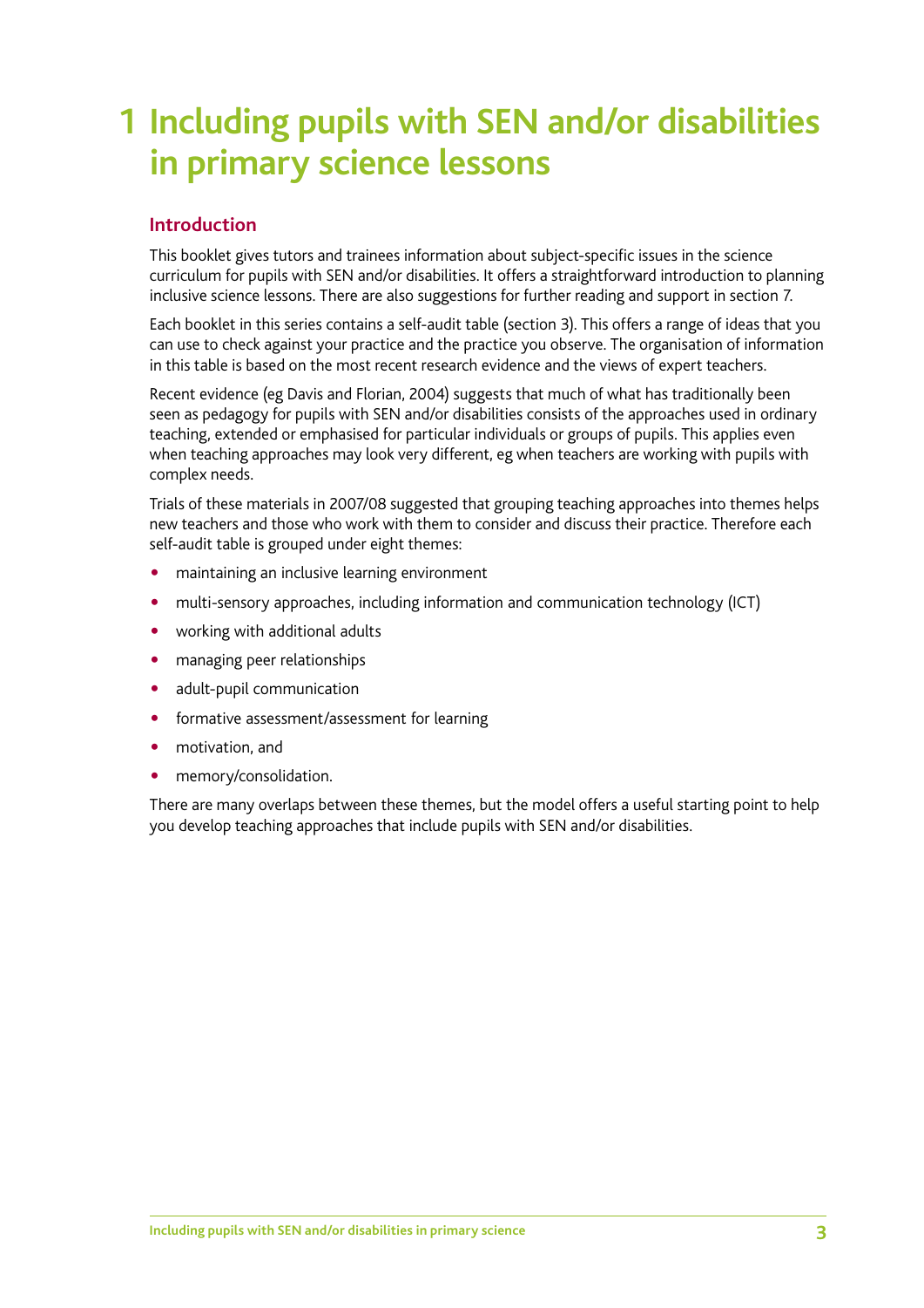# 1 Including pupils with SEN and/or disabilities in primary science lessons

## Introduction

This booklet gives tutors and trainees information about subject-specific issues in the science curriculum for pupils with SEN and/or disabilities. It offers a straightforward introduction to planning inclusive science lessons. There are also suggestions for further reading and support in section 7.

Each booklet in this series contains a self-audit table (section 3). This offers a range of ideas that you can use to check against your practice and the practice you observe. The organisation of information in this table is based on the most recent research evidence and the views of expert teachers.

Recent evidence (eg Davis and Florian, 2004) suggests that much of what has traditionally been seen as pedagogy for pupils with SEN and/or disabilities consists of the approaches used in ordinary teaching, extended or emphasised for particular individuals or groups of pupils. This applies even when teaching approaches may look very different, eg when teachers are working with pupils with complex needs.

Trials of these materials in 2007/08 suggested that grouping teaching approaches into themes helps new teachers and those who work with them to consider and discuss their practice. Therefore each self-audit table is grouped under eight themes:

- maintaining an inclusive learning environment
- multi-sensory approaches, including information and communication technology (ICT)
- working with additional adults
- managing peer relationships
- adult-pupil communication
- formative assessment/assessment for learning
- motivation, and
- memory/consolidation.

There are many overlaps between these themes, but the model offers a useful starting point to help you develop teaching approaches that include pupils with SEN and/or disabilities.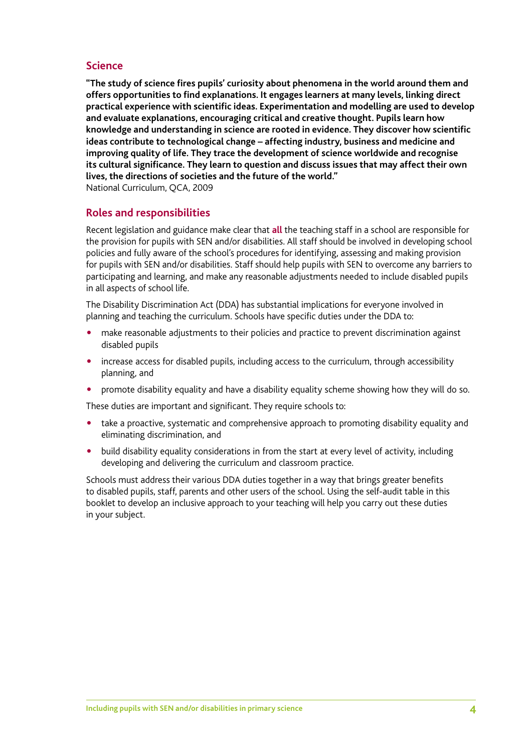## Science

**"The study of science fires pupils' curiosity about phenomena in the world around them and offers opportunities to find explanations. It engages learners at many levels, linking direct practical experience with scientific ideas. Experimentation and modelling are used to develop and evaluate explanations, encouraging critical and creative thought. Pupils learn how knowledge and understanding in science are rooted in evidence. They discover how scientific ideas contribute to technological change – affecting industry, business and medicine and improving quality of life. They trace the development of science worldwide and recognise its cultural significance. They learn to question and discuss issues that may affect their own lives, the directions of societies and the future of the world."**
National Curriculum, QCA, 2009

## Roles and responsibilities

Recent legislation and guidance make clear that **all** the teaching staff in a school are responsible for the provision for pupils with SEN and/or disabilities. All staff should be involved in developing school policies and fully aware of the school's procedures for identifying, assessing and making provision for pupils with SEN and/or disabilities. Staff should help pupils with SEN to overcome any barriers to participating and learning, and make any reasonable adjustments needed to include disabled pupils in all aspects of school life.

The Disability Discrimination Act (DDA) has substantial implications for everyone involved in planning and teaching the curriculum. Schools have specific duties under the DDA to:

- make reasonable adjustments to their policies and practice to prevent discrimination against disabled pupils
- increase access for disabled pupils, including access to the curriculum, through accessibility planning, and
- promote disability equality and have a disability equality scheme showing how they will do so.

These duties are important and significant. They require schools to:

- take a proactive, systematic and comprehensive approach to promoting disability equality and eliminating discrimination, and
- build disability equality considerations in from the start at every level of activity, including developing and delivering the curriculum and classroom practice.

Schools must address their various DDA duties together in a way that brings greater benefits to disabled pupils, staff, parents and other users of the school. Using the self-audit table in this booklet to develop an inclusive approach to your teaching will help you carry out these duties in your subject.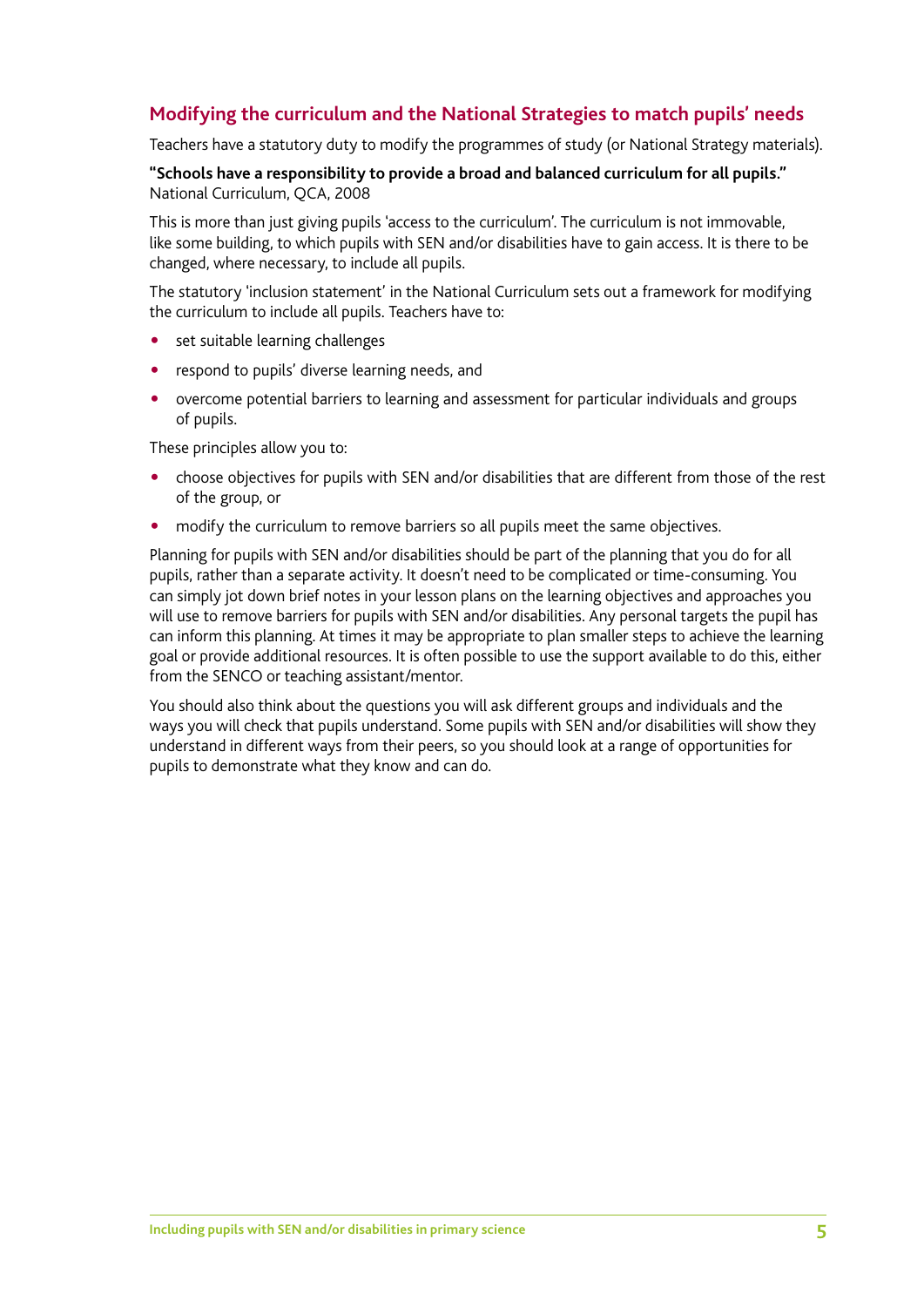## Modifying the curriculum and the National Strategies to match pupils' needs

Teachers have a statutory duty to modify the programmes of study (or National Strategy materials).

**"Schools have a responsibility to provide a broad and balanced curriculum for all pupils."**
National Curriculum, QCA, 2008

This is more than just giving pupils 'access to the curriculum'. The curriculum is not immovable, like some building, to which pupils with SEN and/or disabilities have to gain access. It is there to be changed, where necessary, to include all pupils.

The statutory 'inclusion statement' in the National Curriculum sets out a framework for modifying the curriculum to include all pupils. Teachers have to:

- set suitable learning challenges
- respond to pupils' diverse learning needs, and
- overcome potential barriers to learning and assessment for particular individuals and groups of pupils.

These principles allow you to:

- choose objectives for pupils with SEN and/or disabilities that are different from those of the rest of the group, or
- modify the curriculum to remove barriers so all pupils meet the same objectives.

Planning for pupils with SEN and/or disabilities should be part of the planning that you do for all pupils, rather than a separate activity. It doesn't need to be complicated or time-consuming. You can simply jot down brief notes in your lesson plans on the learning objectives and approaches you will use to remove barriers for pupils with SEN and/or disabilities. Any personal targets the pupil has can inform this planning. At times it may be appropriate to plan smaller steps to achieve the learning goal or provide additional resources. It is often possible to use the support available to do this, either from the SENCO or teaching assistant/mentor.

You should also think about the questions you will ask different groups and individuals and the ways you will check that pupils understand. Some pupils with SEN and/or disabilities will show they understand in different ways from their peers, so you should look at a range of opportunities for pupils to demonstrate what they know and can do.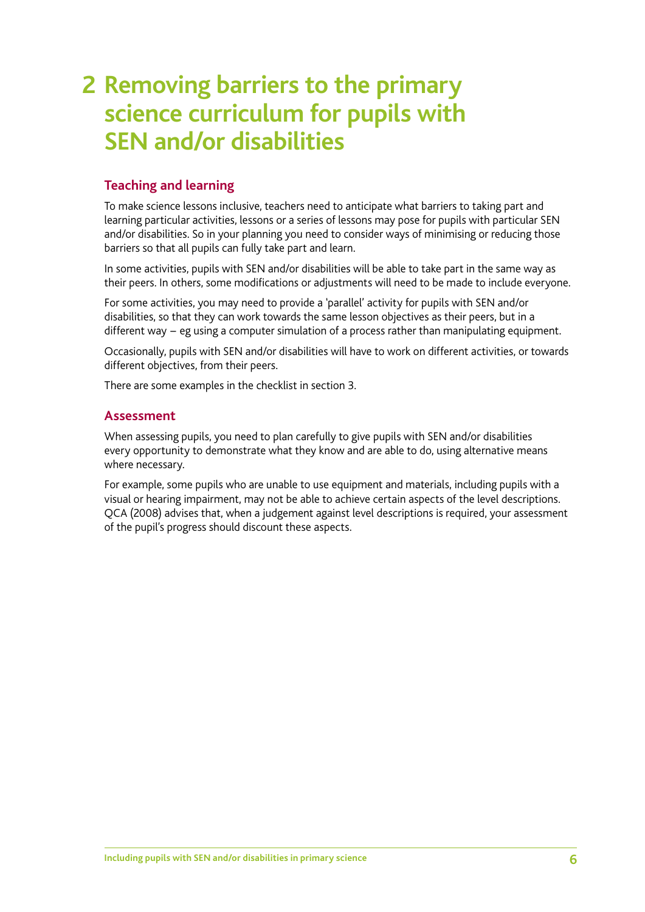# 2 Removing barriers to the primary science curriculum for pupils with SEN and/or disabilities

## Teaching and learning

To make science lessons inclusive, teachers need to anticipate what barriers to taking part and learning particular activities, lessons or a series of lessons may pose for pupils with particular SEN and/or disabilities. So in your planning you need to consider ways of minimising or reducing those barriers so that all pupils can fully take part and learn.

In some activities, pupils with SEN and/or disabilities will be able to take part in the same way as their peers. In others, some modifications or adjustments will need to be made to include everyone.

For some activities, you may need to provide a 'parallel' activity for pupils with SEN and/or disabilities, so that they can work towards the same lesson objectives as their peers, but in a different way – eg using a computer simulation of a process rather than manipulating equipment.

Occasionally, pupils with SEN and/or disabilities will have to work on different activities, or towards different objectives, from their peers.

There are some examples in the checklist in section 3.

## Assessment

When assessing pupils, you need to plan carefully to give pupils with SEN and/or disabilities every opportunity to demonstrate what they know and are able to do, using alternative means where necessary.

For example, some pupils who are unable to use equipment and materials, including pupils with a visual or hearing impairment, may not be able to achieve certain aspects of the level descriptions. QCA (2008) advises that, when a judgement against level descriptions is required, your assessment of the pupil's progress should discount these aspects.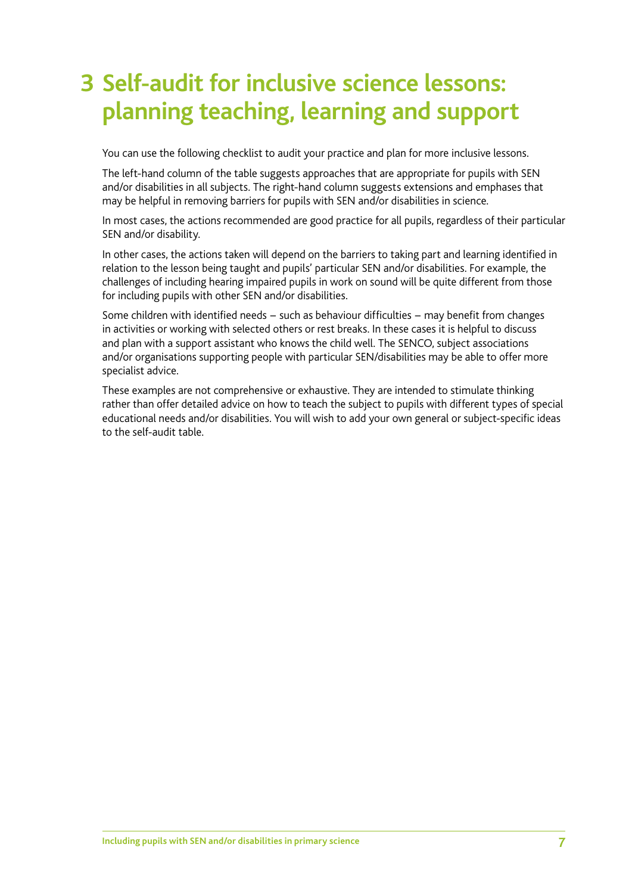# 3 Self-audit for inclusive science lessons: planning teaching, learning and support

You can use the following checklist to audit your practice and plan for more inclusive lessons.

The left-hand column of the table suggests approaches that are appropriate for pupils with SEN and/or disabilities in all subjects. The right-hand column suggests extensions and emphases that may be helpful in removing barriers for pupils with SEN and/or disabilities in science.

In most cases, the actions recommended are good practice for all pupils, regardless of their particular SEN and/or disability.

In other cases, the actions taken will depend on the barriers to taking part and learning identified in relation to the lesson being taught and pupils' particular SEN and/or disabilities. For example, the challenges of including hearing impaired pupils in work on sound will be quite different from those for including pupils with other SEN and/or disabilities.

Some children with identified needs – such as behaviour difficulties – may benefit from changes in activities or working with selected others or rest breaks. In these cases it is helpful to discuss and plan with a support assistant who knows the child well. The SENCO, subject associations and/or organisations supporting people with particular SEN/disabilities may be able to offer more specialist advice.

These examples are not comprehensive or exhaustive. They are intended to stimulate thinking rather than offer detailed advice on how to teach the subject to pupils with different types of special educational needs and/or disabilities. You will wish to add your own general or subject-specific ideas to the self-audit table.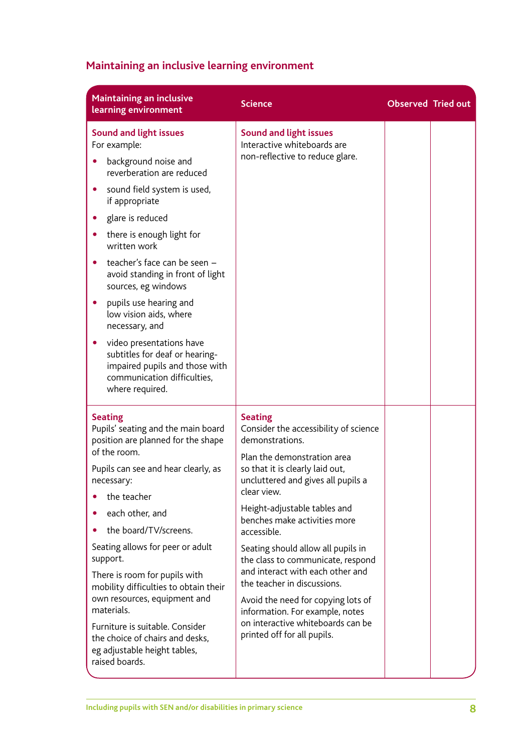## Maintaining an inclusive learning environment

| Maintaining an inclusive learning environment | Science | Observed | Tried out |
|---|---|---|---|
| **Sound and light issues**<br>For example:<br>• background noise and reverberation are reduced<br>• sound field system is used, if appropriate<br>• glare is reduced<br>• there is enough light for written work<br>• teacher's face can be seen – avoid standing in front of light sources, eg windows<br>• pupils use hearing and low vision aids, where necessary, and<br>• video presentations have subtitles for deaf or hearing-impaired pupils and those with communication difficulties, where required. | **Sound and light issues**<br>Interactive whiteboards are non-reflective to reduce glare. | | |
| **Seating**<br>Pupils' seating and the main board position are planned for the shape of the room.<br>Pupils can see and hear clearly, as necessary:<br>• the teacher<br>• each other, and<br>• the board/TV/screens.<br>Seating allows for peer or adult support.<br>There is room for pupils with mobility difficulties to obtain their own resources, equipment and materials.<br>Furniture is suitable. Consider the choice of chairs and desks, eg adjustable height tables, raised boards. | **Seating**<br>Consider the accessibility of science demonstrations.<br>Plan the demonstration area so that it is clearly laid out, uncluttered and gives all pupils a clear view.<br>Height-adjustable tables and benches make activities more accessible.<br>Seating should allow all pupils in the class to communicate, respond and interact with each other and the teacher in discussions.<br>Avoid the need for copying lots of information. For example, notes on interactive whiteboards can be printed off for all pupils. | | |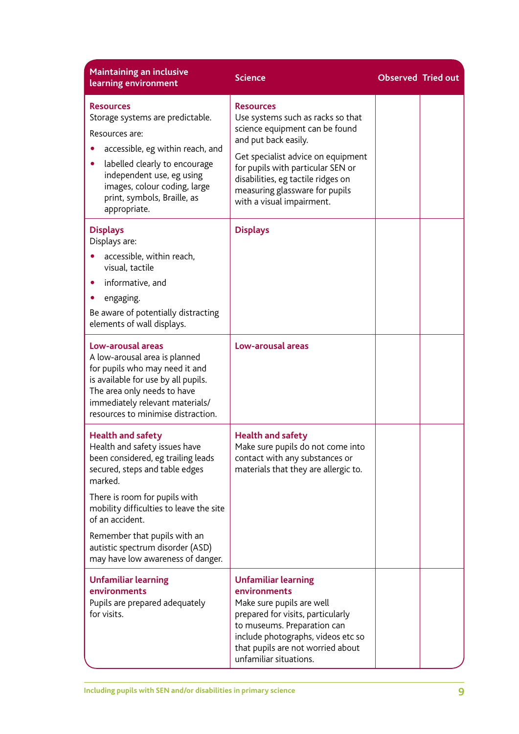| Maintaining an inclusive learning environment | Science | Observed | Tried out |
|---|---|---|---|
| **Resources**<br>Storage systems are predictable.<br>Resources are:<br>• accessible, eg within reach, and<br>• labelled clearly to encourage independent use, eg using images, colour coding, large print, symbols, Braille, as appropriate. | **Resources**<br>Use systems such as racks so that science equipment can be found and put back easily.<br>Get specialist advice on equipment for pupils with particular SEN or disabilities, eg tactile ridges on measuring glassware for pupils with a visual impairment. | | |
| **Displays**<br>Displays are:<br>• accessible, within reach, visual, tactile<br>• informative, and<br>• engaging.<br>Be aware of potentially distracting elements of wall displays. | **Displays** | | |
| **Low-arousal areas**<br>A low-arousal area is planned for pupils who may need it and is available for use by all pupils. The area only needs to have immediately relevant materials/resources to minimise distraction. | **Low-arousal areas** | | |
| **Health and safety**<br>Health and safety issues have been considered, eg trailing leads secured, steps and table edges marked.<br>There is room for pupils with mobility difficulties to leave the site of an accident.<br>Remember that pupils with an autistic spectrum disorder (ASD) may have low awareness of danger. | **Health and safety**<br>Make sure pupils do not come into contact with any substances or materials that they are allergic to. | | |
| **Unfamiliar learning environments**<br>Pupils are prepared adequately for visits. | **Unfamiliar learning environments**<br>Make sure pupils are well prepared for visits, particularly to museums. Preparation can include photographs, videos etc so that pupils are not worried about unfamiliar situations. | | |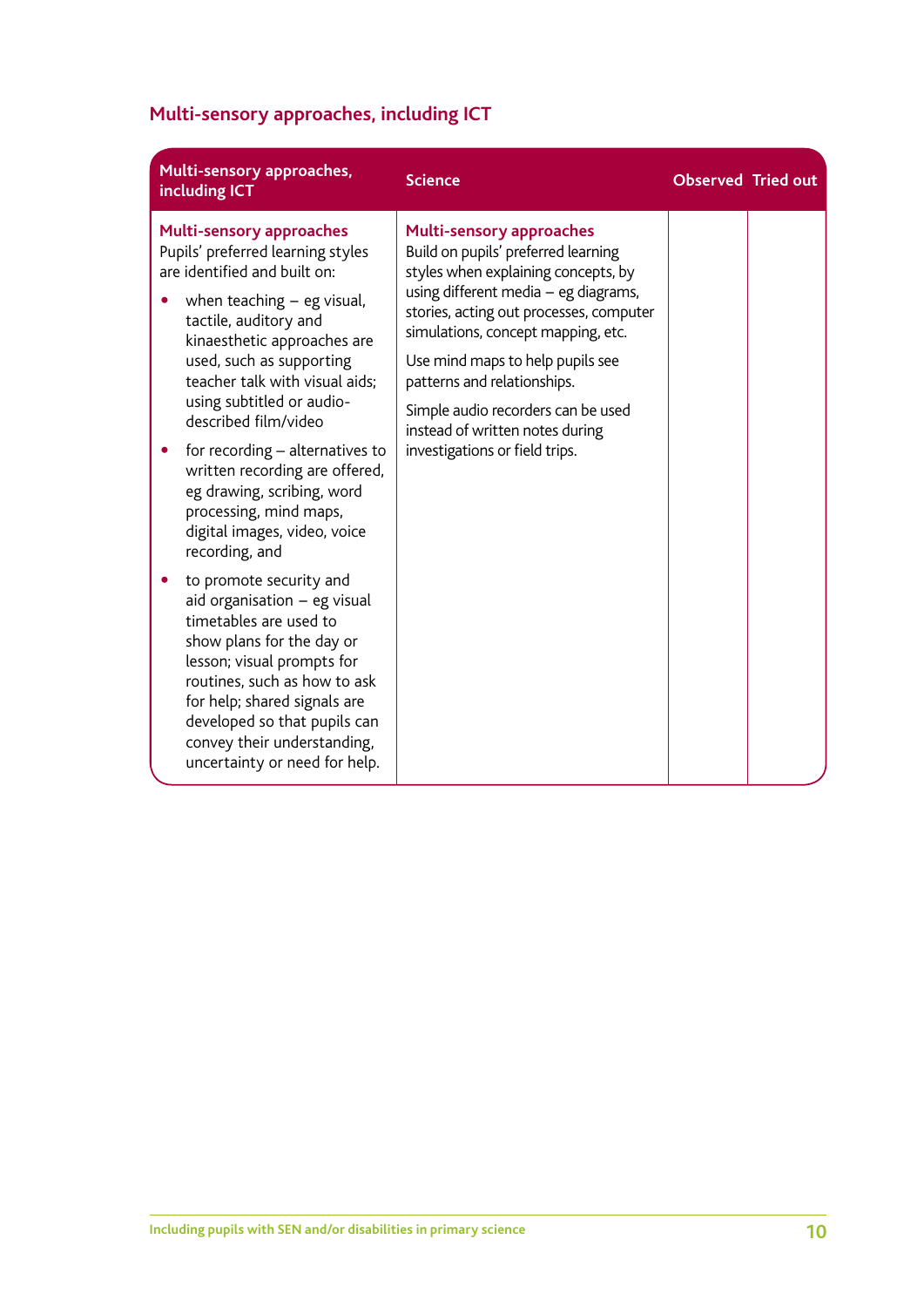## Multi-sensory approaches, including ICT

| Multi-sensory approaches, including ICT | Science | Observed | Tried out |
|---|---|---|---|
| **Multi-sensory approaches**<br>Pupils' preferred learning styles are identified and built on:<br>• when teaching – eg visual, tactile, auditory and kinaesthetic approaches are used, such as supporting teacher talk with visual aids; using subtitled or audio-described film/video<br>• for recording – alternatives to written recording are offered, eg drawing, scribing, word processing, mind maps, digital images, video, voice recording, and<br>• to promote security and aid organisation – eg visual timetables are used to show plans for the day or lesson; visual prompts for routines, such as how to ask for help; shared signals are developed so that pupils can convey their understanding, uncertainty or need for help. | **Multi-sensory approaches**<br>Build on pupils' preferred learning styles when explaining concepts, by using different media – eg diagrams, stories, acting out processes, computer simulations, concept mapping, etc.<br>Use mind maps to help pupils see patterns and relationships.<br>Simple audio recorders can be used instead of written notes during investigations or field trips. | | |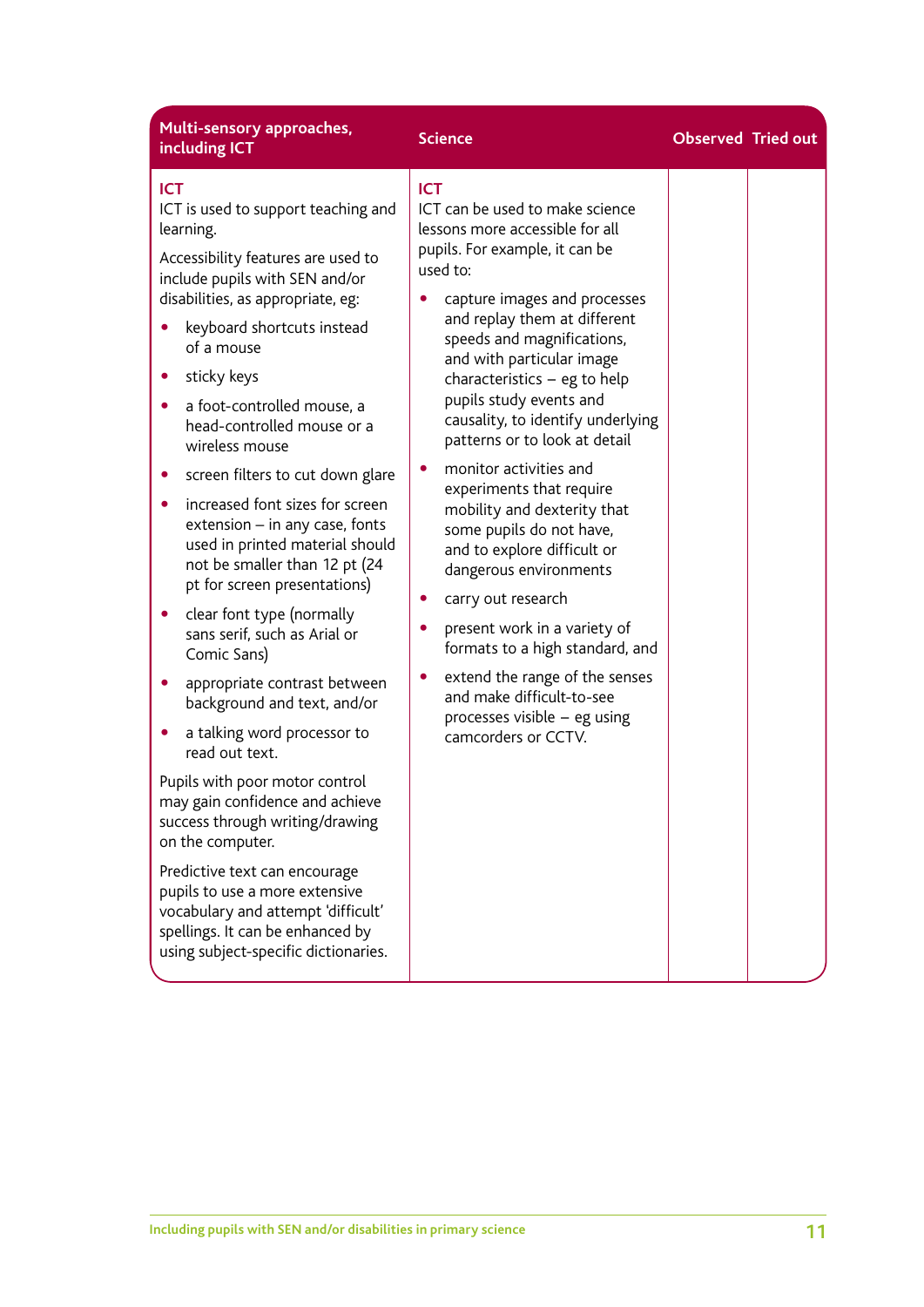| Multi-sensory approaches, including ICT | Science | Observed | Tried out |
|---|---|---|---|
| **ICT**<br>ICT is used to support teaching and learning.<br><br>Accessibility features are used to include pupils with SEN and/or disabilities, as appropriate, eg:<br>• keyboard shortcuts instead of a mouse<br>• sticky keys<br>• a foot-controlled mouse, a head-controlled mouse or a wireless mouse<br>• screen filters to cut down glare<br>• increased font sizes for screen extension – in any case, fonts used in printed material should not be smaller than 12 pt (24 pt for screen presentations)<br>• clear font type (normally sans serif, such as Arial or Comic Sans)<br>• appropriate contrast between background and text, and/or<br>• a talking word processor to read out text.<br><br>Pupils with poor motor control may gain confidence and achieve success through writing/drawing on the computer.<br><br>Predictive text can encourage pupils to use a more extensive vocabulary and attempt 'difficult' spellings. It can be enhanced by using subject-specific dictionaries. | **ICT**<br>ICT can be used to make science lessons more accessible for all pupils. For example, it can be used to:<br>• capture images and processes and replay them at different speeds and magnifications, and with particular image characteristics – eg to help pupils study events and causality, to identify underlying patterns or to look at detail<br>• monitor activities and experiments that require mobility and dexterity that some pupils do not have, and to explore difficult or dangerous environments<br>• carry out research<br>• present work in a variety of formats to a high standard, and<br>• extend the range of the senses and make difficult-to-see processes visible – eg using camcorders or CCTV. | | |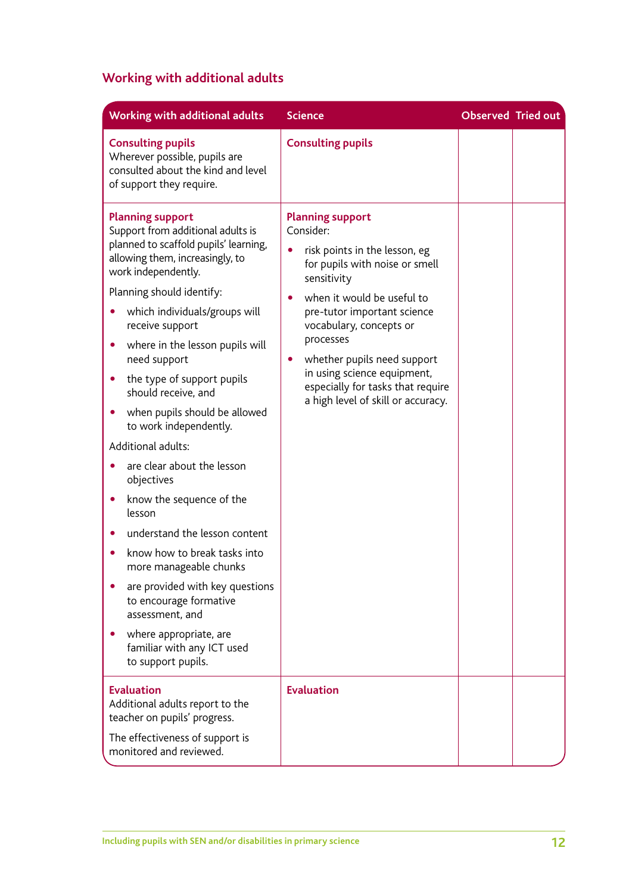## Working with additional adults

| Working with additional adults | Science | Observed | Tried out |
|---|---|---|---|
| **Consulting pupils**<br>Wherever possible, pupils are consulted about the kind and level of support they require. | **Consulting pupils** | | |
| **Planning support**<br>Support from additional adults is planned to scaffold pupils' learning, allowing them, increasingly, to work independently.<br>Planning should identify:<br>• which individuals/groups will receive support<br>• where in the lesson pupils will need support<br>• the type of support pupils should receive, and<br>• when pupils should be allowed to work independently.<br>Additional adults:<br>• are clear about the lesson objectives<br>• know the sequence of the lesson<br>• understand the lesson content<br>• know how to break tasks into more manageable chunks<br>• are provided with key questions to encourage formative assessment, and<br>• where appropriate, are familiar with any ICT used to support pupils. | **Planning support**<br>Consider:<br>• risk points in the lesson, eg for pupils with noise or smell sensitivity<br>• when it would be useful to pre-tutor important science vocabulary, concepts or processes<br>• whether pupils need support in using science equipment, especially for tasks that require a high level of skill or accuracy. | | |
| **Evaluation**<br>Additional adults report to the teacher on pupils' progress.<br>The effectiveness of support is monitored and reviewed. | **Evaluation** | | |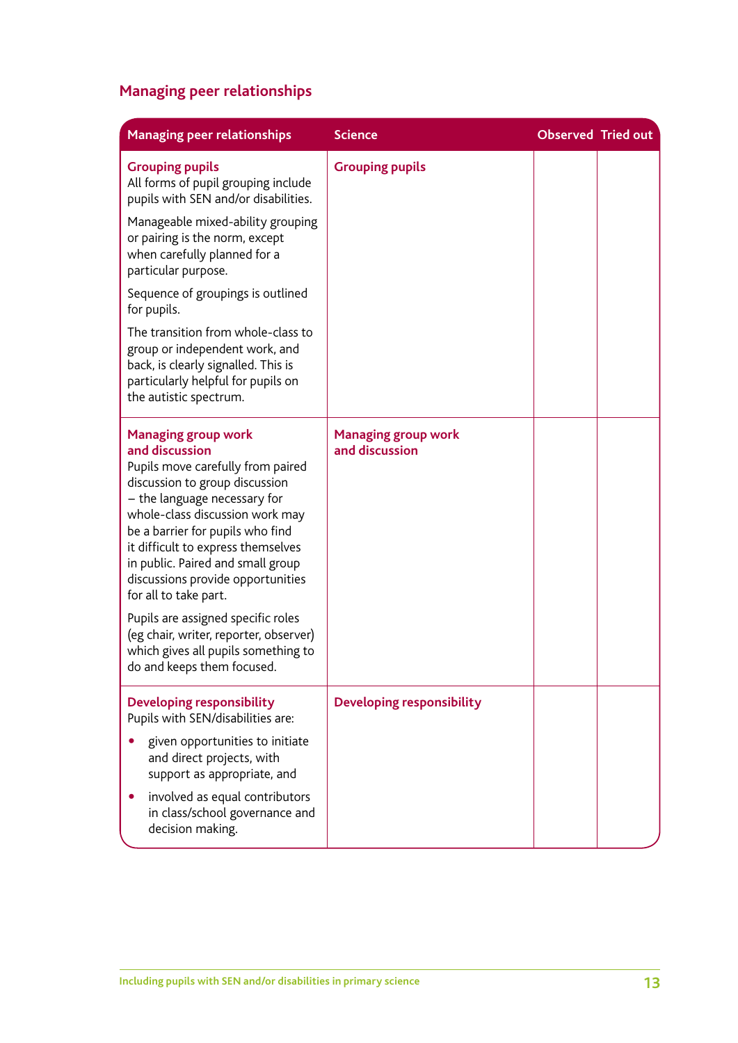## Managing peer relationships

| Managing peer relationships | Science | Observed | Tried out |
|---|---|---|---|
| **Grouping pupils**<br>All forms of pupil grouping include pupils with SEN and/or disabilities.<br><br>Manageable mixed-ability grouping or pairing is the norm, except when carefully planned for a particular purpose.<br><br>Sequence of groupings is outlined for pupils.<br><br>The transition from whole-class to group or independent work, and back, is clearly signalled. This is particularly helpful for pupils on the autistic spectrum. | **Grouping pupils** | | |
| **Managing group work and discussion**<br>Pupils move carefully from paired discussion to group discussion – the language necessary for whole-class discussion work may be a barrier for pupils who find it difficult to express themselves in public. Paired and small group discussions provide opportunities for all to take part.<br><br>Pupils are assigned specific roles (eg chair, writer, reporter, observer) which gives all pupils something to do and keeps them focused. | **Managing group work and discussion** | | |
| **Developing responsibility**<br>Pupils with SEN/disabilities are:<br>• given opportunities to initiate and direct projects, with support as appropriate, and<br>• involved as equal contributors in class/school governance and decision making. | **Developing responsibility** | | |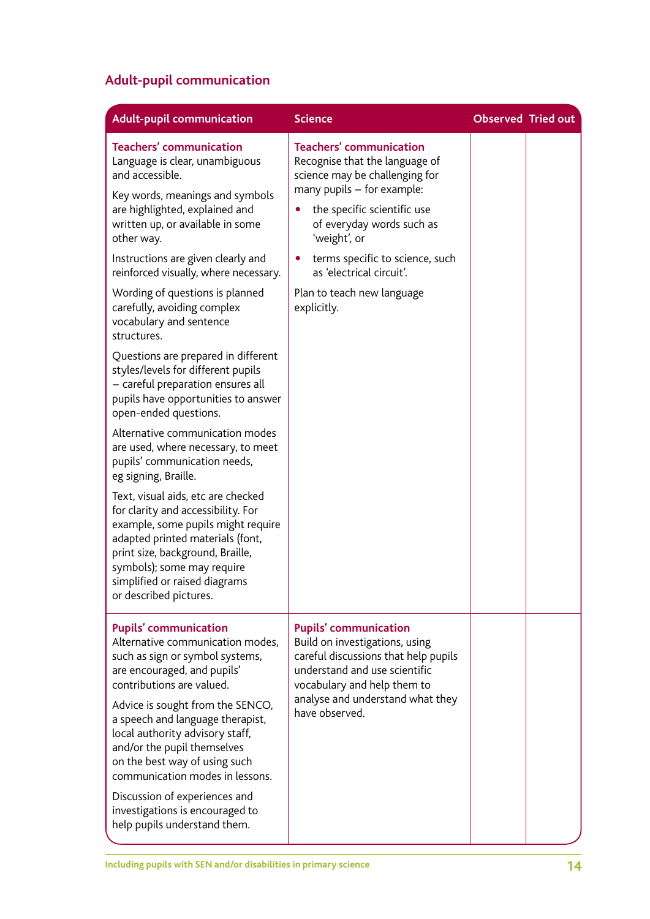## Adult-pupil communication

| Adult-pupil communication | Science | Observed | Tried out |
|---|---|---|---|
| **Teachers' communication**<br>Language is clear, unambiguous and accessible.<br><br>Key words, meanings and symbols are highlighted, explained and written up, or available in some other way.<br><br>Instructions are given clearly and reinforced visually, where necessary.<br><br>Wording of questions is planned carefully, avoiding complex vocabulary and sentence structures.<br><br>Questions are prepared in different styles/levels for different pupils – careful preparation ensures all pupils have opportunities to answer open-ended questions.<br><br>Alternative communication modes are used, where necessary, to meet pupils' communication needs, eg signing, Braille.<br><br>Text, visual aids, etc are checked for clarity and accessibility. For example, some pupils might require adapted printed materials (font, print size, background, Braille, symbols); some may require simplified or raised diagrams or described pictures. | **Teachers' communication**<br>Recognise that the language of science may be challenging for many pupils – for example:<br>• the specific scientific use of everyday words such as 'weight', or<br>• terms specific to science, such as 'electrical circuit'.<br><br>Plan to teach new language explicitly. | | |
| **Pupils' communication**<br>Alternative communication modes, such as sign or symbol systems, are encouraged, and pupils' contributions are valued.<br><br>Advice is sought from the SENCO, a speech and language therapist, local authority advisory staff, and/or the pupil themselves on the best way of using such communication modes in lessons.<br><br>Discussion of experiences and investigations is encouraged to help pupils understand them. | **Pupils' communication**<br>Build on investigations, using careful discussions that help pupils understand and use scientific vocabulary and help them to analyse and understand what they have observed. | | |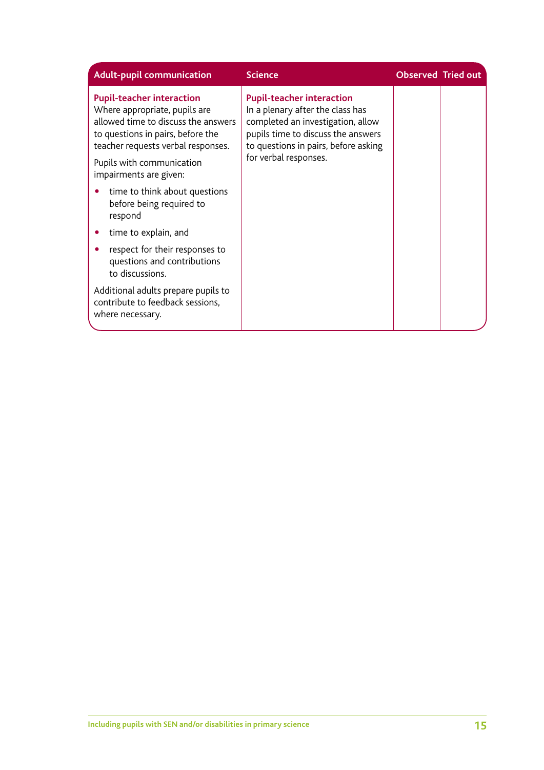| Adult-pupil communication | Science | Observed | Tried out |
|---|---|---|---|
| **Pupil-teacher interaction**<br>Where appropriate, pupils are allowed time to discuss the answers to questions in pairs, before the teacher requests verbal responses.<br>Pupils with communication impairments are given:<br>• time to think about questions before being required to respond<br>• time to explain, and<br>• respect for their responses to questions and contributions to discussions.<br>Additional adults prepare pupils to contribute to feedback sessions, where necessary. | **Pupil-teacher interaction**<br>In a plenary after the class has completed an investigation, allow pupils time to discuss the answers to questions in pairs, before asking for verbal responses. | | |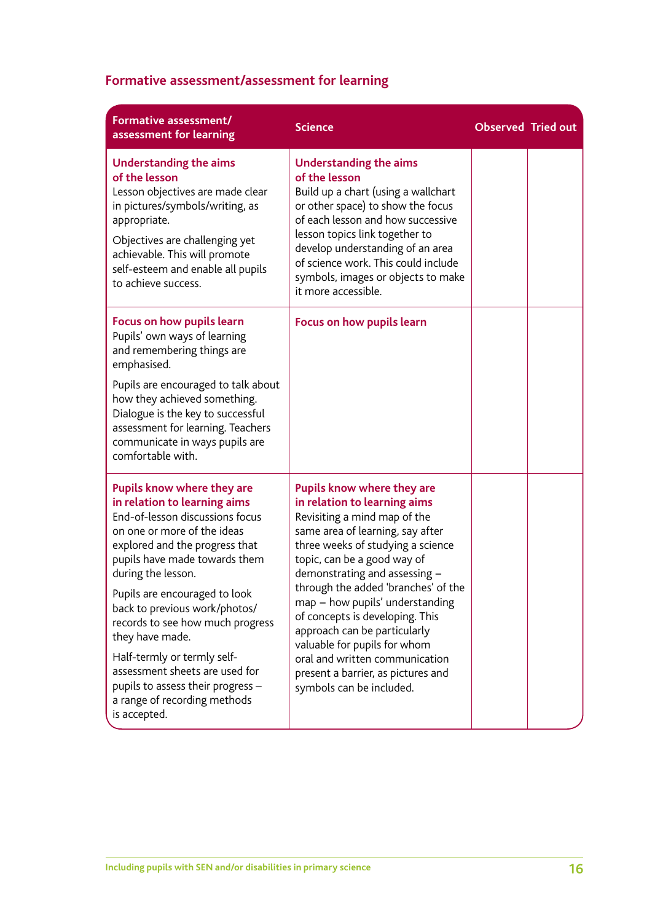## Formative assessment/assessment for learning

| Formative assessment/ assessment for learning | Science | Observed | Tried out |
|---|---|---|---|
| **Understanding the aims of the lesson**<br>Lesson objectives are made clear in pictures/symbols/writing, as appropriate.<br>Objectives are challenging yet achievable. This will promote self-esteem and enable all pupils to achieve success. | **Understanding the aims of the lesson**<br>Build up a chart (using a wallchart or other space) to show the focus of each lesson and how successive lesson topics link together to develop understanding of an area of science work. This could include symbols, images or objects to make it more accessible. | | |
| **Focus on how pupils learn**<br>Pupils' own ways of learning and remembering things are emphasised.<br>Pupils are encouraged to talk about how they achieved something. Dialogue is the key to successful assessment for learning. Teachers communicate in ways pupils are comfortable with. | **Focus on how pupils learn** | | |
| **Pupils know where they are in relation to learning aims**<br>End-of-lesson discussions focus on one or more of the ideas explored and the progress that pupils have made towards them during the lesson.<br>Pupils are encouraged to look back to previous work/photos/ records to see how much progress they have made.<br>Half-termly or termly self-assessment sheets are used for pupils to assess their progress – a range of recording methods is accepted. | **Pupils know where they are in relation to learning aims**<br>Revisiting a mind map of the same area of learning, say after three weeks of studying a science topic, can be a good way of demonstrating and assessing – through the added 'branches' of the map – how pupils' understanding of concepts is developing. This approach can be particularly valuable for pupils for whom oral and written communication present a barrier, as pictures and symbols can be included. | | |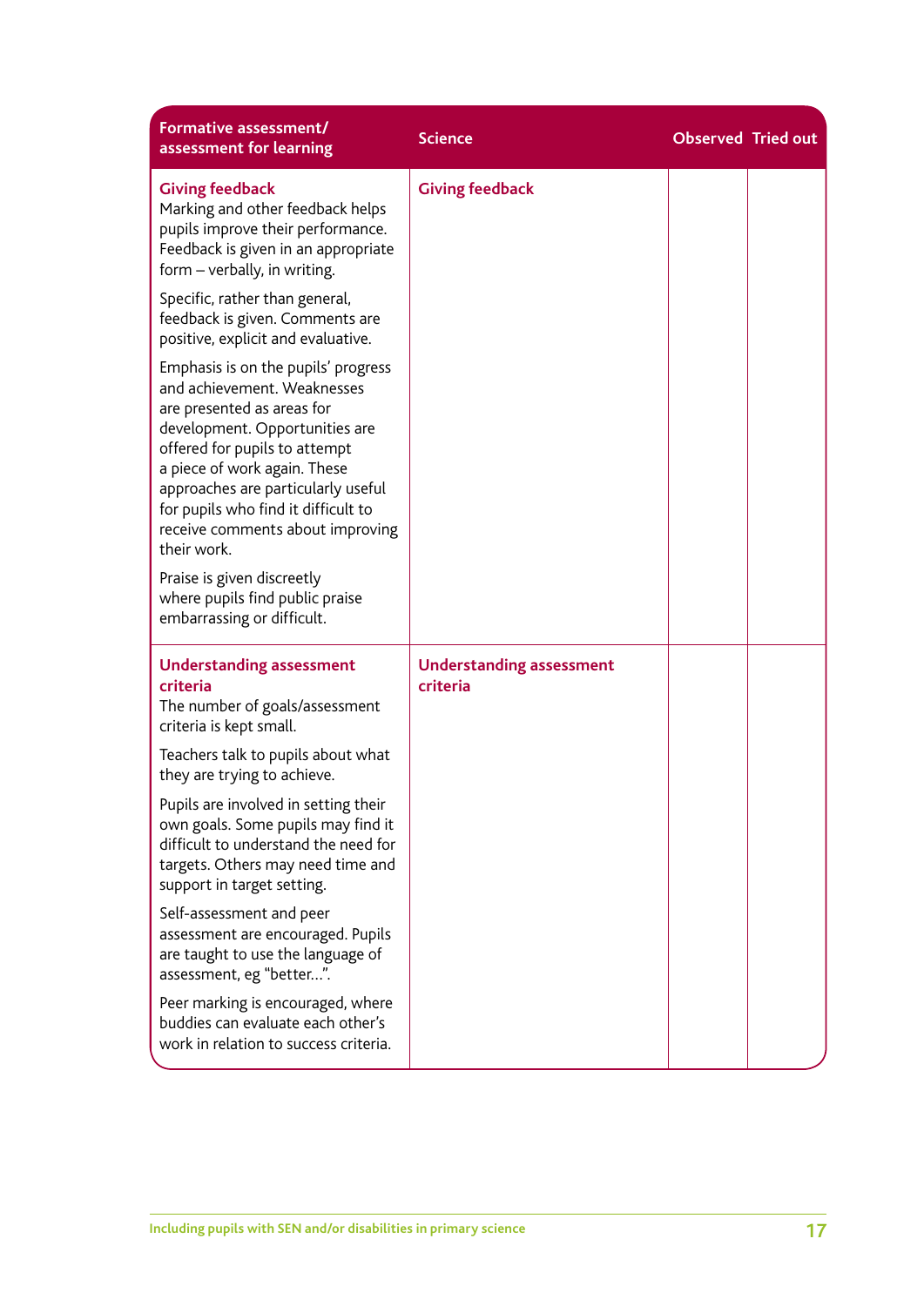| Formative assessment/ assessment for learning | Science | Observed | Tried out |
|---|---|---|---|
| **Giving feedback**<br>Marking and other feedback helps pupils improve their performance. Feedback is given in an appropriate form – verbally, in writing.<br><br>Specific, rather than general, feedback is given. Comments are positive, explicit and evaluative.<br><br>Emphasis is on the pupils' progress and achievement. Weaknesses are presented as areas for development. Opportunities are offered for pupils to attempt a piece of work again. These approaches are particularly useful for pupils who find it difficult to receive comments about improving their work.<br><br>Praise is given discreetly where pupils find public praise embarrassing or difficult. | **Giving feedback** | | |
| **Understanding assessment criteria**<br>The number of goals/assessment criteria is kept small.<br><br>Teachers talk to pupils about what they are trying to achieve.<br><br>Pupils are involved in setting their own goals. Some pupils may find it difficult to understand the need for targets. Others may need time and support in target setting.<br><br>Self-assessment and peer assessment are encouraged. Pupils are taught to use the language of assessment, eg "better…".<br><br>Peer marking is encouraged, where buddies can evaluate each other's work in relation to success criteria. | **Understanding assessment criteria** | | |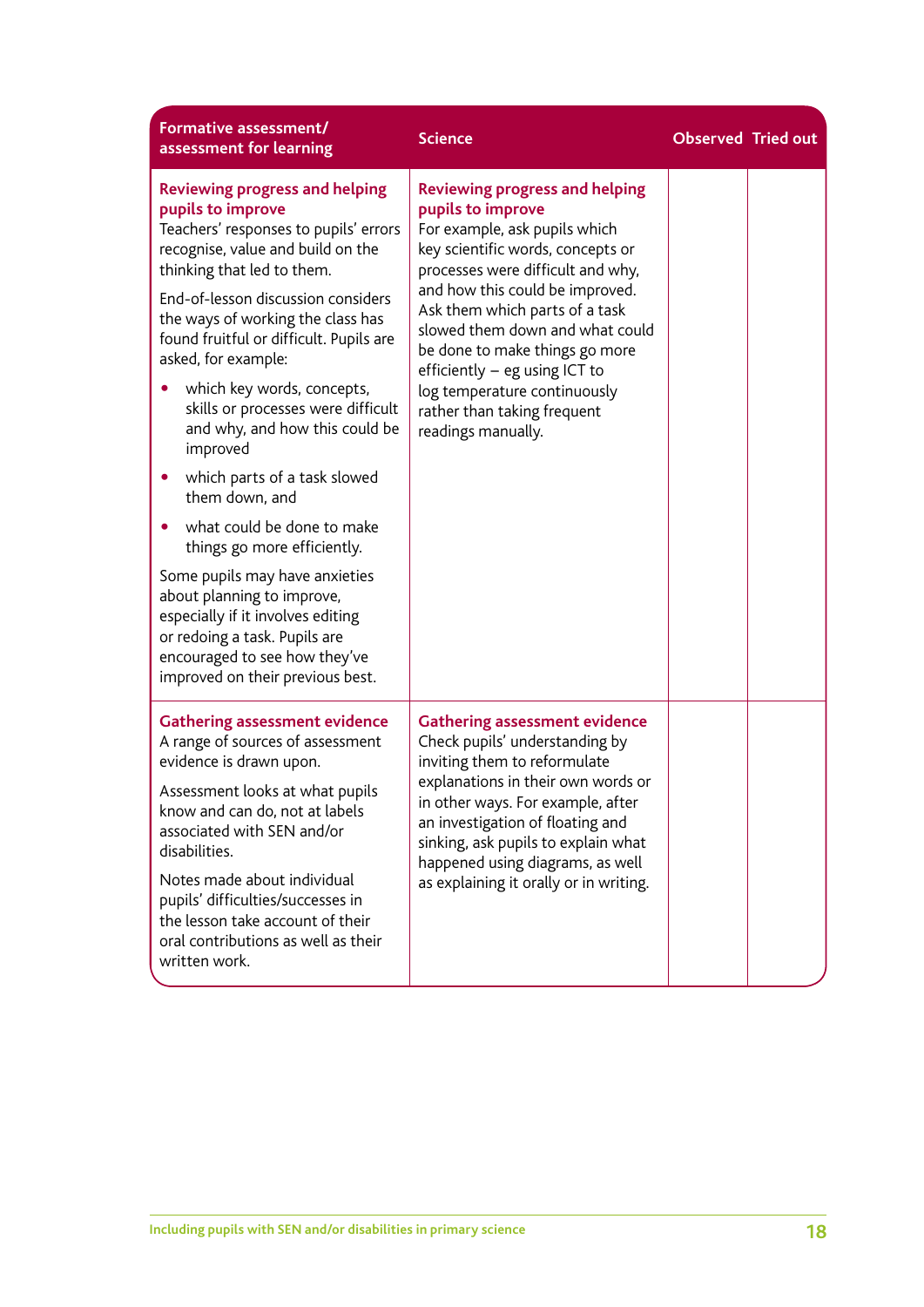| Formative assessment/ assessment for learning | Science | Observed | Tried out |
|---|---|---|---|
| **Reviewing progress and helping pupils to improve**<br>Teachers' responses to pupils' errors recognise, value and build on the thinking that led to them.<br><br>End-of-lesson discussion considers the ways of working the class has found fruitful or difficult. Pupils are asked, for example:<br>• which key words, concepts, skills or processes were difficult and why, and how this could be improved<br>• which parts of a task slowed them down, and<br>• what could be done to make things go more efficiently.<br><br>Some pupils may have anxieties about planning to improve, especially if it involves editing or redoing a task. Pupils are encouraged to see how they've improved on their previous best. | **Reviewing progress and helping pupils to improve**<br>For example, ask pupils which key scientific words, concepts or processes were difficult and why, and how this could be improved. Ask them which parts of a task slowed them down and what could be done to make things go more efficiently – eg using ICT to log temperature continuously rather than taking frequent readings manually. | | |
| **Gathering assessment evidence**<br>A range of sources of assessment evidence is drawn upon.<br><br>Assessment looks at what pupils know and can do, not at labels associated with SEN and/or disabilities.<br><br>Notes made about individual pupils' difficulties/successes in the lesson take account of their oral contributions as well as their written work. | **Gathering assessment evidence**<br>Check pupils' understanding by inviting them to reformulate explanations in their own words or in other ways. For example, after an investigation of floating and sinking, ask pupils to explain what happened using diagrams, as well as explaining it orally or in writing. | | |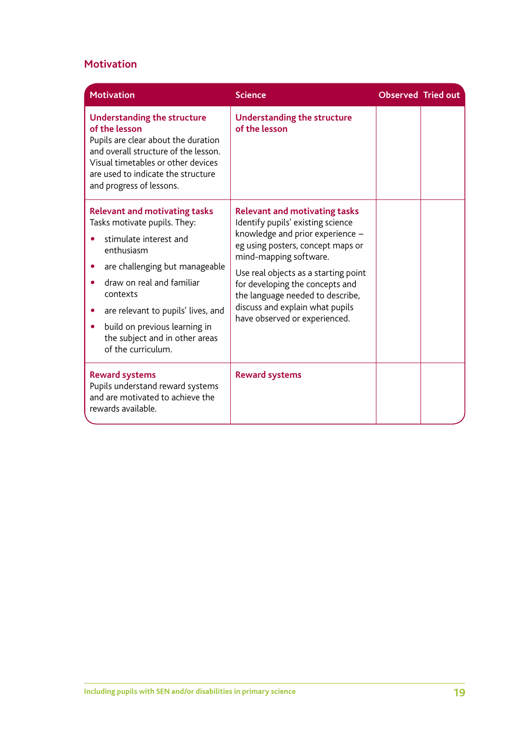## Motivation

| Motivation | Science | Observed | Tried out |
|---|---|---|---|
| **Understanding the structure of the lesson**<br>Pupils are clear about the duration and overall structure of the lesson. Visual timetables or other devices are used to indicate the structure and progress of lessons. | **Understanding the structure of the lesson** | | |
| **Relevant and motivating tasks**<br>Tasks motivate pupils. They:<br>• stimulate interest and enthusiasm<br>• are challenging but manageable<br>• draw on real and familiar contexts<br>• are relevant to pupils' lives, and<br>• build on previous learning in the subject and in other areas of the curriculum. | **Relevant and motivating tasks**<br>Identify pupils' existing science knowledge and prior experience – eg using posters, concept maps or mind-mapping software.<br>Use real objects as a starting point for developing the concepts and the language needed to describe, discuss and explain what pupils have observed or experienced. | | |
| **Reward systems**<br>Pupils understand reward systems and are motivated to achieve the rewards available. | **Reward systems** | | |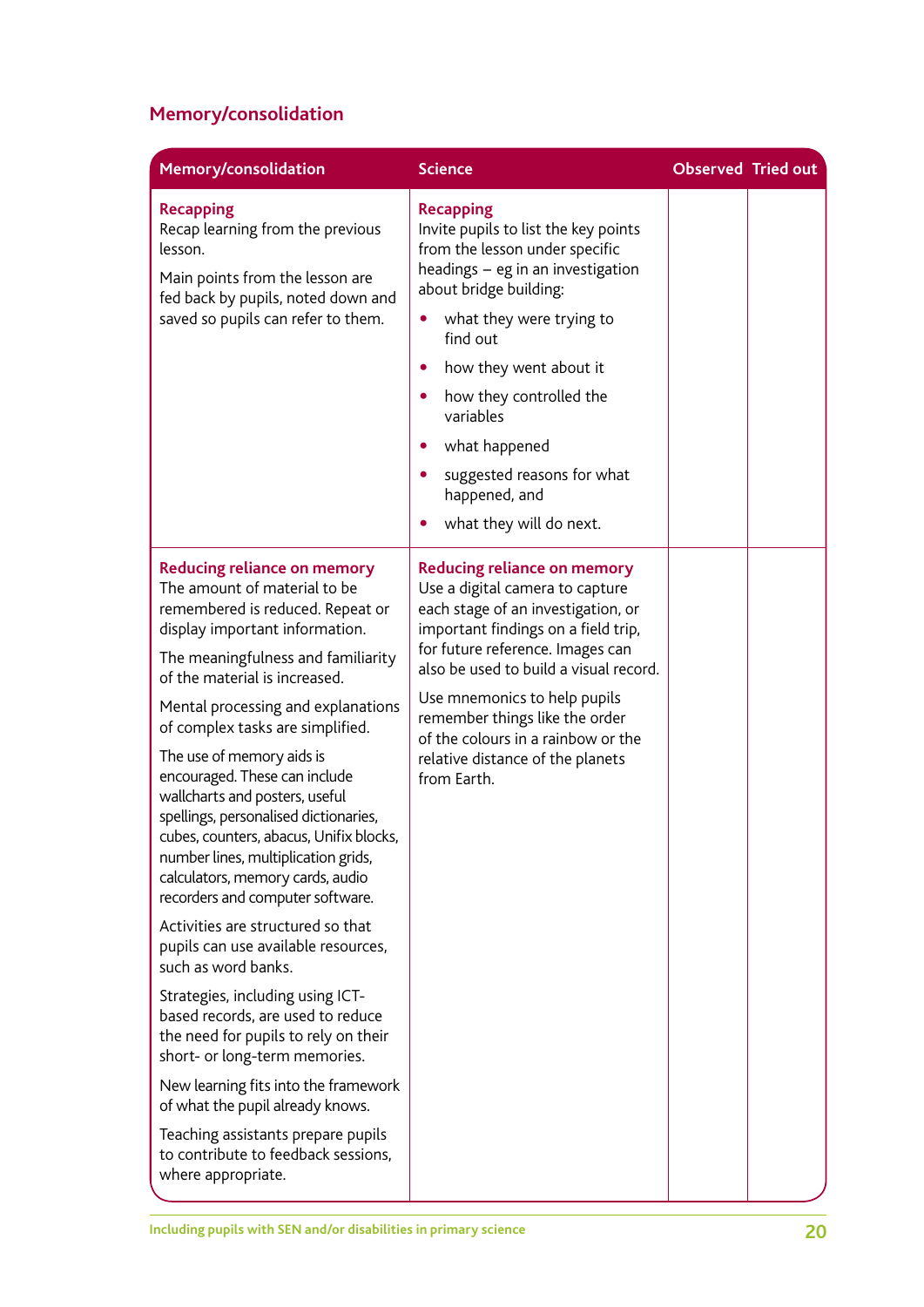## Memory/consolidation

| Memory/consolidation | Science | Observed | Tried out |
|---|---|---|---|
| **Recapping**<br>Recap learning from the previous lesson.<br><br>Main points from the lesson are fed back by pupils, noted down and saved so pupils can refer to them. | **Recapping**<br>Invite pupils to list the key points from the lesson under specific headings – eg in an investigation about bridge building:<br>• what they were trying to find out<br>• how they went about it<br>• how they controlled the variables<br>• what happened<br>• suggested reasons for what happened, and<br>• what they will do next. | | |
| **Reducing reliance on memory**<br>The amount of material to be remembered is reduced. Repeat or display important information.<br><br>The meaningfulness and familiarity of the material is increased.<br><br>Mental processing and explanations of complex tasks are simplified.<br><br>The use of memory aids is encouraged. These can include wallcharts and posters, useful spellings, personalised dictionaries, cubes, counters, abacus, Unifix blocks, number lines, multiplication grids, calculators, memory cards, audio recorders and computer software.<br><br>Activities are structured so that pupils can use available resources, such as word banks.<br><br>Strategies, including using ICT-based records, are used to reduce the need for pupils to rely on their short- or long-term memories.<br><br>New learning fits into the framework of what the pupil already knows.<br><br>Teaching assistants prepare pupils to contribute to feedback sessions, where appropriate. | **Reducing reliance on memory**<br>Use a digital camera to capture each stage of an investigation, or important findings on a field trip, for future reference. Images can also be used to build a visual record.<br><br>Use mnemonics to help pupils remember things like the order of the colours in a rainbow or the relative distance of the planets from Earth. | | |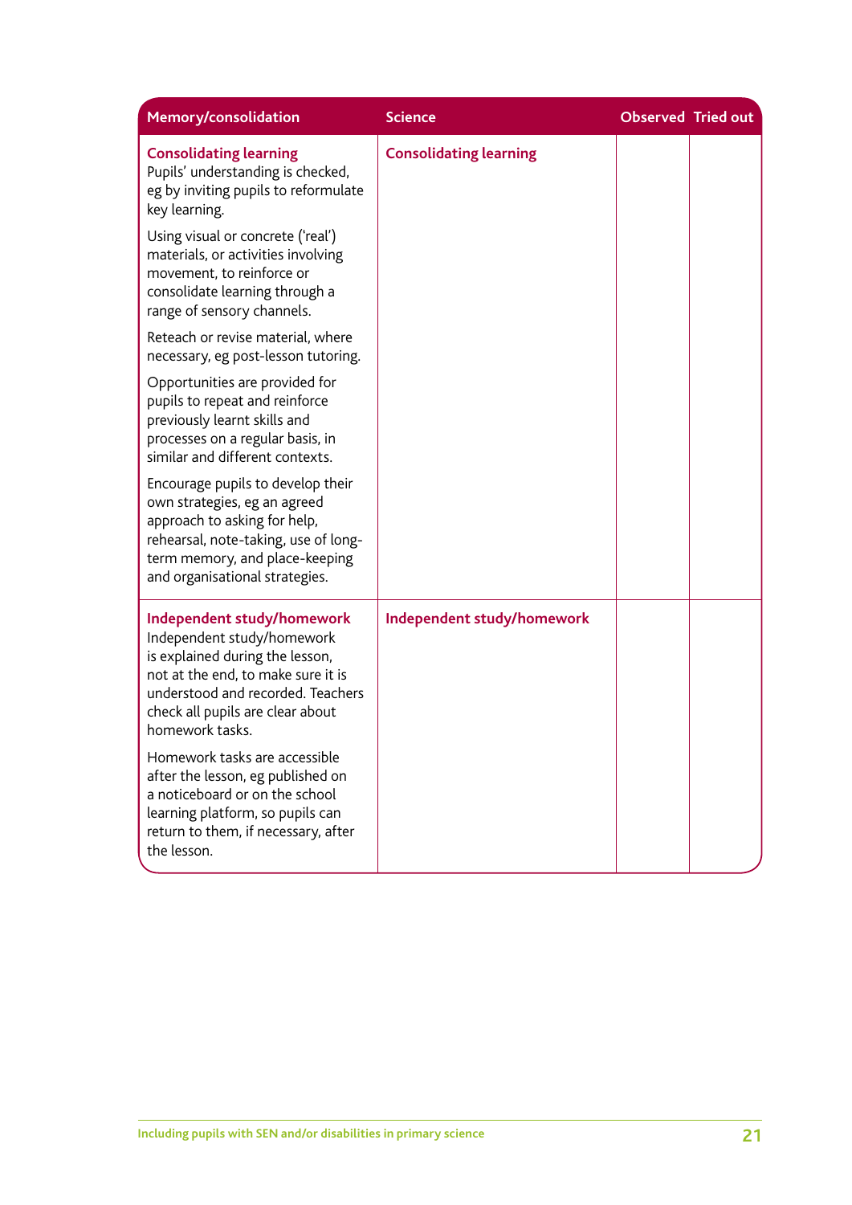| Memory/consolidation | Science | Observed | Tried out |
|---|---|---|---|
| **Consolidating learning**<br>Pupils' understanding is checked, eg by inviting pupils to reformulate key learning.<br><br>Using visual or concrete ('real') materials, or activities involving movement, to reinforce or consolidate learning through a range of sensory channels.<br><br>Reteach or revise material, where necessary, eg post-lesson tutoring.<br><br>Opportunities are provided for pupils to repeat and reinforce previously learnt skills and processes on a regular basis, in similar and different contexts.<br><br>Encourage pupils to develop their own strategies, eg an agreed approach to asking for help, rehearsal, note-taking, use of long-term memory, and place-keeping and organisational strategies. | **Consolidating learning** | | |
| **Independent study/homework**<br>Independent study/homework is explained during the lesson, not at the end, to make sure it is understood and recorded. Teachers check all pupils are clear about homework tasks.<br><br>Homework tasks are accessible after the lesson, eg published on a noticeboard or on the school learning platform, so pupils can return to them, if necessary, after the lesson. | **Independent study/homework** | | |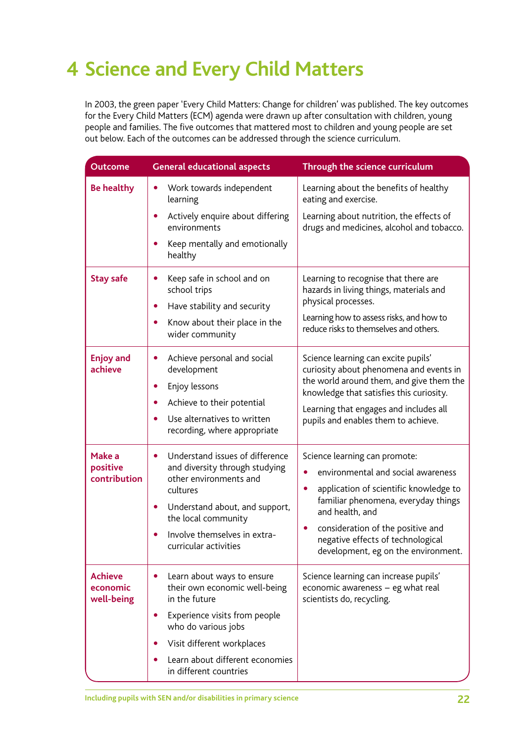# 4 Science and Every Child Matters

In 2003, the green paper 'Every Child Matters: Change for children' was published. The key outcomes for the Every Child Matters (ECM) agenda were drawn up after consultation with children, young people and families. The five outcomes that mattered most to children and young people are set out below. Each of the outcomes can be addressed through the science curriculum.

| Outcome | General educational aspects | Through the science curriculum |
|---|---|---|
| **Be healthy** | • Work towards independent learning<br>• Actively enquire about differing environments<br>• Keep mentally and emotionally healthy | Learning about the benefits of healthy eating and exercise.<br>Learning about nutrition, the effects of drugs and medicines, alcohol and tobacco. |
| **Stay safe** | • Keep safe in school and on school trips<br>• Have stability and security<br>• Know about their place in the wider community | Learning to recognise that there are hazards in living things, materials and physical processes.<br>Learning how to assess risks, and how to reduce risks to themselves and others. |
| **Enjoy and achieve** | • Achieve personal and social development<br>• Enjoy lessons<br>• Achieve to their potential<br>• Use alternatives to written recording, where appropriate | Science learning can excite pupils' curiosity about phenomena and events in the world around them, and give them the knowledge that satisfies this curiosity.<br>Learning that engages and includes all pupils and enables them to achieve. |
| **Make a positive contribution** | • Understand issues of difference and diversity through studying other environments and cultures<br>• Understand about, and support, the local community<br>• Involve themselves in extra-curricular activities | Science learning can promote:<br>• environmental and social awareness<br>• application of scientific knowledge to familiar phenomena, everyday things and health, and<br>• consideration of the positive and negative effects of technological development, eg on the environment. |
| **Achieve economic well-being** | • Learn about ways to ensure their own economic well-being in the future<br>• Experience visits from people who do various jobs<br>• Visit different workplaces<br>• Learn about different economies in different countries | Science learning can increase pupils' economic awareness – eg what real scientists do, recycling. |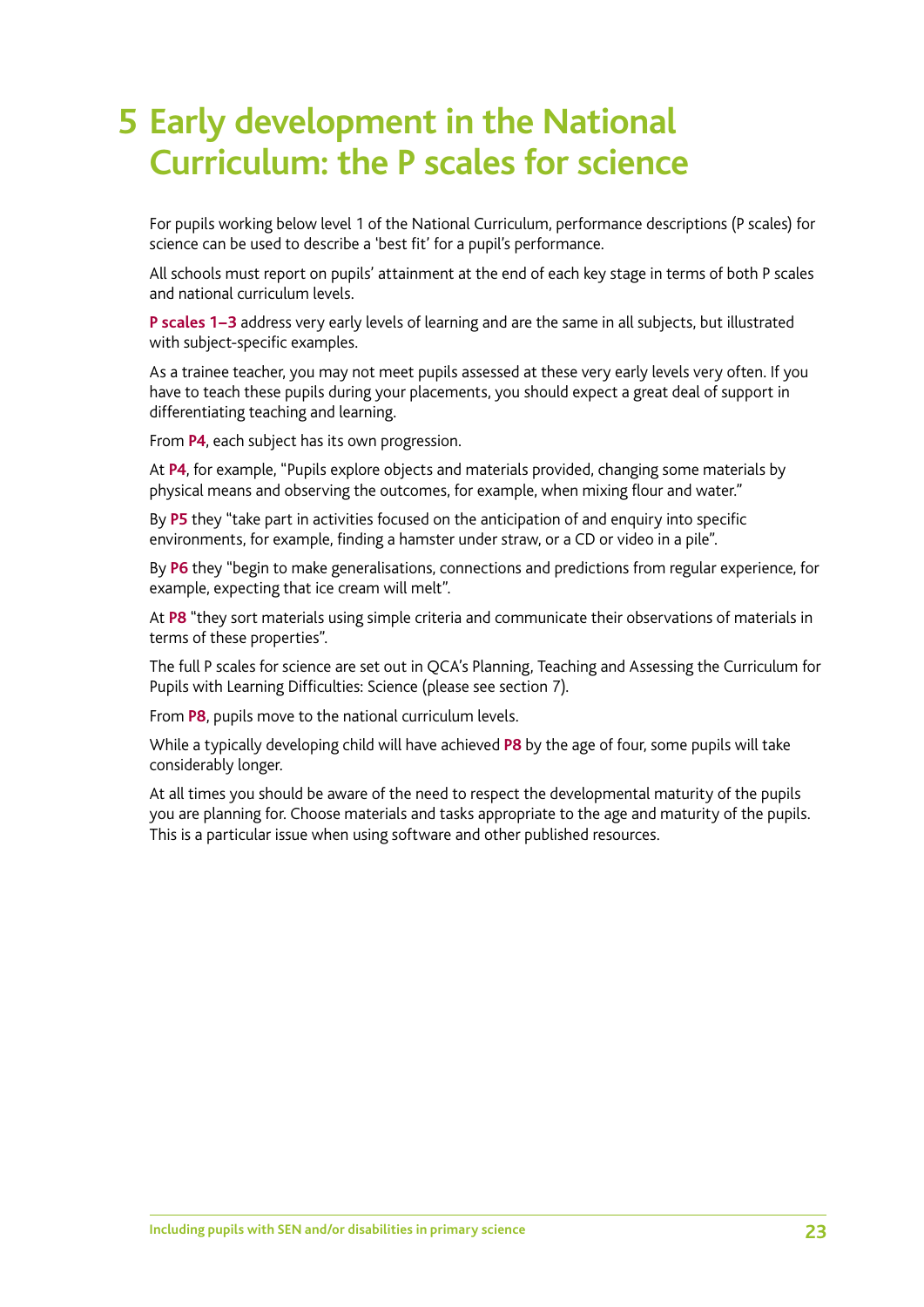# 5 Early development in the National Curriculum: the P scales for science

For pupils working below level 1 of the National Curriculum, performance descriptions (P scales) for science can be used to describe a 'best fit' for a pupil's performance.

All schools must report on pupils' attainment at the end of each key stage in terms of both P scales and national curriculum levels.

**P scales 1–3** address very early levels of learning and are the same in all subjects, but illustrated with subject-specific examples.

As a trainee teacher, you may not meet pupils assessed at these very early levels very often. If you have to teach these pupils during your placements, you should expect a great deal of support in differentiating teaching and learning.

From **P4**, each subject has its own progression.

At **P4**, for example, "Pupils explore objects and materials provided, changing some materials by physical means and observing the outcomes, for example, when mixing flour and water."

By **P5** they "take part in activities focused on the anticipation of and enquiry into specific environments, for example, finding a hamster under straw, or a CD or video in a pile".

By **P6** they "begin to make generalisations, connections and predictions from regular experience, for example, expecting that ice cream will melt".

At **P8** "they sort materials using simple criteria and communicate their observations of materials in terms of these properties".

The full P scales for science are set out in QCA's Planning, Teaching and Assessing the Curriculum for Pupils with Learning Difficulties: Science (please see section 7).

From **P8**, pupils move to the national curriculum levels.

While a typically developing child will have achieved **P8** by the age of four, some pupils will take considerably longer.

At all times you should be aware of the need to respect the developmental maturity of the pupils you are planning for. Choose materials and tasks appropriate to the age and maturity of the pupils. This is a particular issue when using software and other published resources.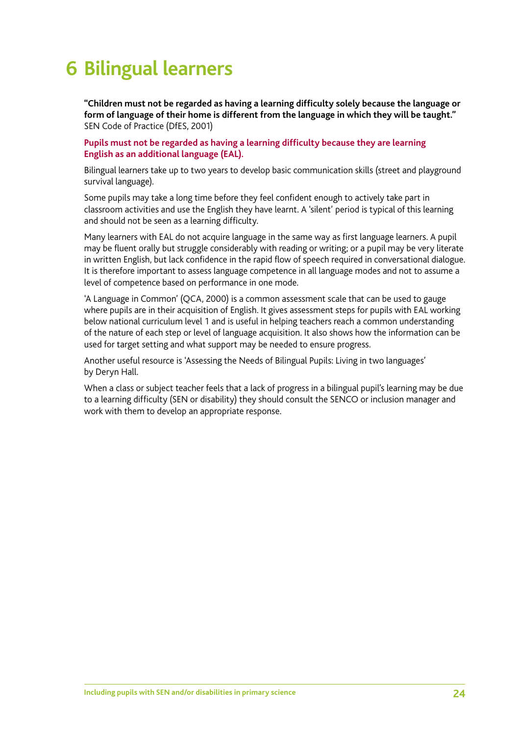# 6 Bilingual learners

**"Children must not be regarded as having a learning difficulty solely because the language or form of language of their home is different from the language in which they will be taught."** SEN Code of Practice (DfES, 2001)

**Pupils must not be regarded as having a learning difficulty because they are learning English as an additional language (EAL).**

Bilingual learners take up to two years to develop basic communication skills (street and playground survival language).

Some pupils may take a long time before they feel confident enough to actively take part in classroom activities and use the English they have learnt. A 'silent' period is typical of this learning and should not be seen as a learning difficulty.

Many learners with EAL do not acquire language in the same way as first language learners. A pupil may be fluent orally but struggle considerably with reading or writing; or a pupil may be very literate in written English, but lack confidence in the rapid flow of speech required in conversational dialogue. It is therefore important to assess language competence in all language modes and not to assume a level of competence based on performance in one mode.

'A Language in Common' (QCA, 2000) is a common assessment scale that can be used to gauge where pupils are in their acquisition of English. It gives assessment steps for pupils with EAL working below national curriculum level 1 and is useful in helping teachers reach a common understanding of the nature of each step or level of language acquisition. It also shows how the information can be used for target setting and what support may be needed to ensure progress.

Another useful resource is 'Assessing the Needs of Bilingual Pupils: Living in two languages' by Deryn Hall.

When a class or subject teacher feels that a lack of progress in a bilingual pupil's learning may be due to a learning difficulty (SEN or disability) they should consult the SENCO or inclusion manager and work with them to develop an appropriate response.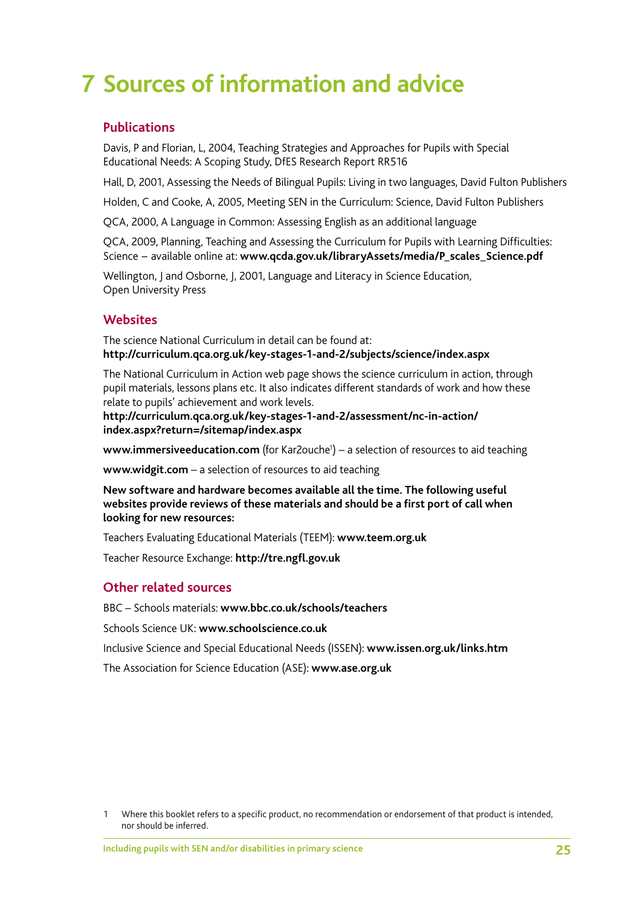# 7 Sources of information and advice

## Publications

Davis, P and Florian, L, 2004, Teaching Strategies and Approaches for Pupils with Special Educational Needs: A Scoping Study, DfES Research Report RR516

Hall, D, 2001, Assessing the Needs of Bilingual Pupils: Living in two languages, David Fulton Publishers

Holden, C and Cooke, A, 2005, Meeting SEN in the Curriculum: Science, David Fulton Publishers

QCA, 2000, A Language in Common: Assessing English as an additional language

QCA, 2009, Planning, Teaching and Assessing the Curriculum for Pupils with Learning Difficulties: Science – available online at: **www.qcda.gov.uk/libraryAssets/media/P_scales_Science.pdf**

Wellington, J and Osborne, J, 2001, Language and Literacy in Science Education, Open University Press

## Websites

The science National Curriculum in detail can be found at:
**http://curriculum.qca.org.uk/key-stages-1-and-2/subjects/science/index.aspx**

The National Curriculum in Action web page shows the science curriculum in action, through pupil materials, lessons plans etc. It also indicates different standards of work and how these relate to pupils' achievement and work levels.
**http://curriculum.qca.org.uk/key-stages-1-and-2/assessment/nc-in-action/index.aspx?return=/sitemap/index.aspx**

**www.immersiveeducation.com** (for Kar2ouche[1]) – a selection of resources to aid teaching

**www.widgit.com** – a selection of resources to aid teaching

**New software and hardware becomes available all the time. The following useful websites provide reviews of these materials and should be a first port of call when looking for new resources:**

Teachers Evaluating Educational Materials (TEEM): **www.teem.org.uk**

Teacher Resource Exchange: **http://tre.ngfl.gov.uk**

## Other related sources

BBC – Schools materials: **www.bbc.co.uk/schools/teachers**

Schools Science UK: **www.schoolscience.co.uk**

Inclusive Science and Special Educational Needs (ISSEN): **www.issen.org.uk/links.htm**

The Association for Science Education (ASE): **www.ase.org.uk**

1 Where this booklet refers to a specific product, no recommendation or endorsement of that product is intended, nor should be inferred.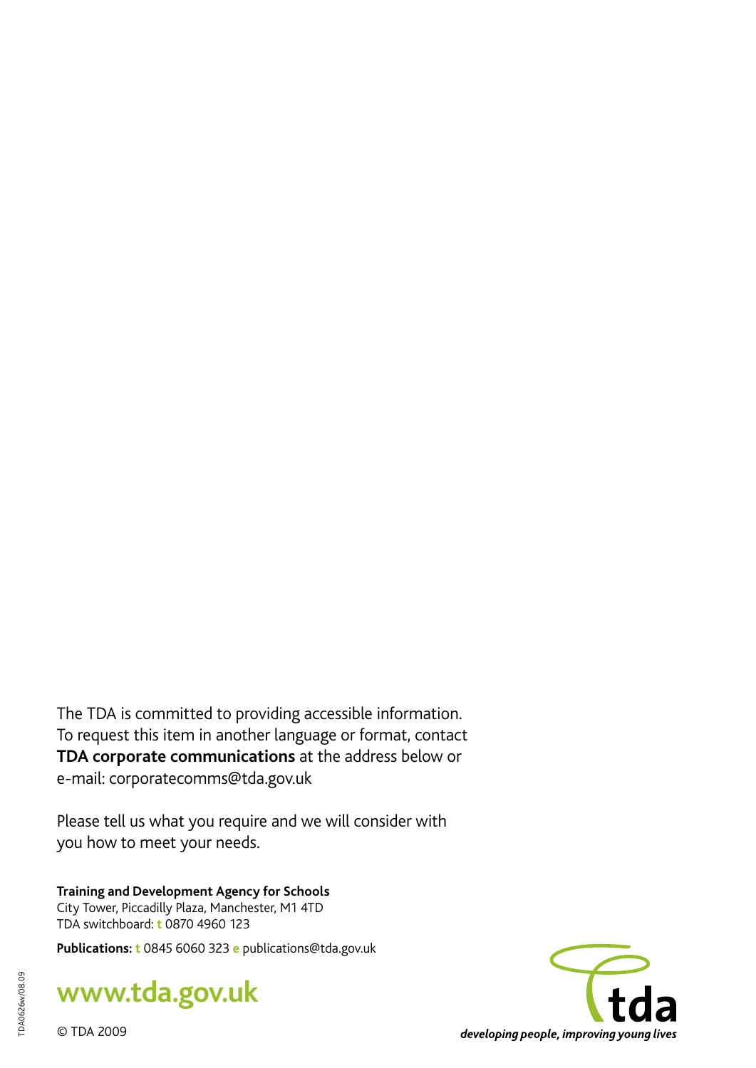The TDA is committed to providing accessible information. To request this item in another language or format, contact **TDA corporate communications** at the address below or e-mail: corporatecomms@tda.gov.uk

Please tell us what you require and we will consider with you how to meet your needs.

**Training and Development Agency for Schools**
City Tower, Piccadilly Plaza, Manchester, M1 4TD
TDA switchboard: **t** 0870 4960 123

**Publications**: **t** 0845 6060 323 **e** publications@tda.gov.uk

**www.tda.gov.uk**

© TDA 2009

TDA0626w/08.09

tda

*developing people, improving young lives*